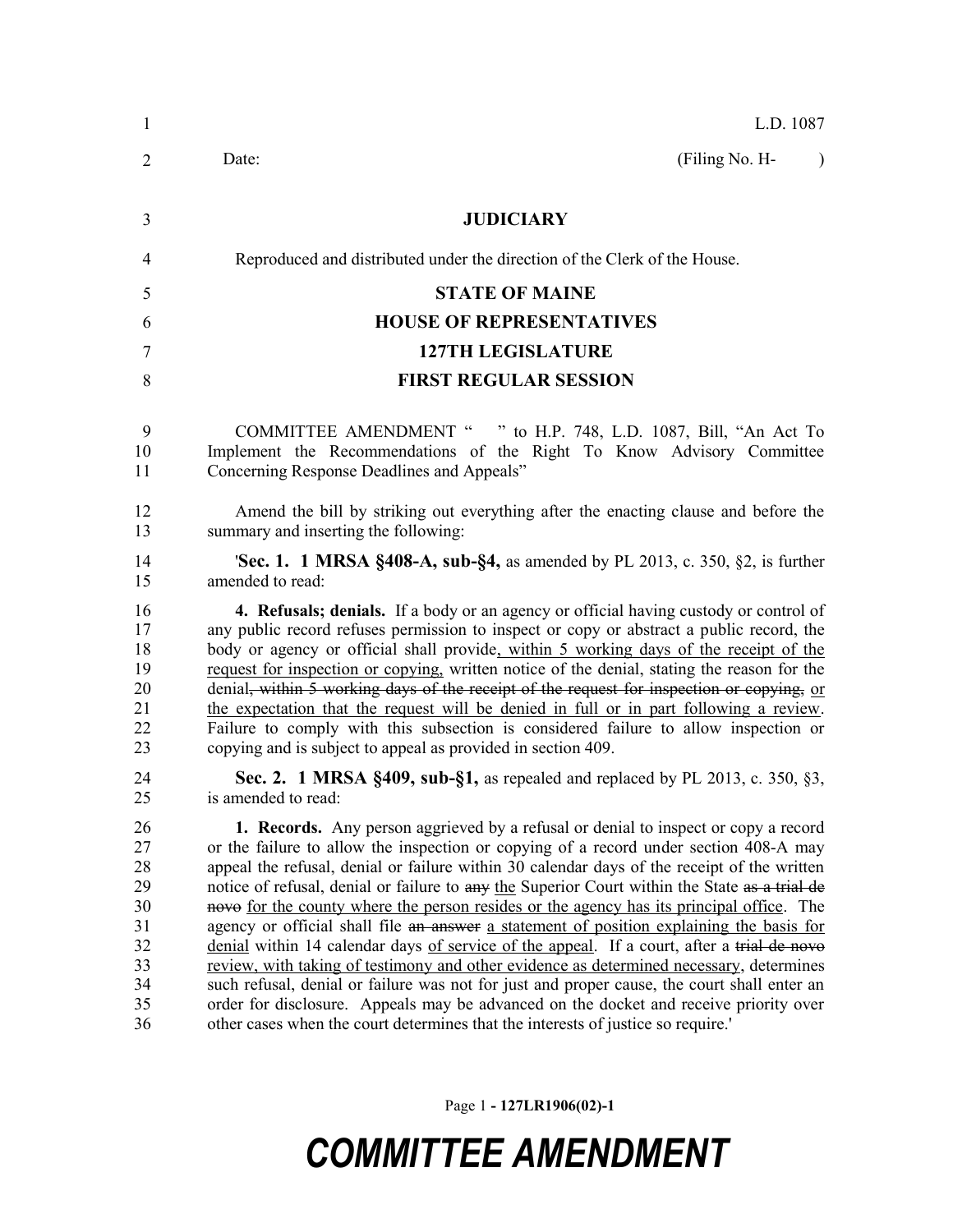L.D. 1087

Date: (Filing No. H- )

**JUDICIARY**

Reproduced and distributed under the direction of the Clerk of the House.

**STATE OF MAINE**

**HOUSE OF REPRESENTATIVES**

**127TH LEGISLATURE**

**FIRST REGULAR SESSION**

COMMITTEE AMENDMENT " " to H.P. 748, L.D. 1087, Bill, "An Act To Implement the Recommendations of the Right To Know Advisory Committee Concerning Response Deadlines and Appeals"

Amend the bill by striking out everything after the enacting clause and before the summary and inserting the following:

'**Sec. 1. 1 MRSA §408-A, sub-§4,** as amended by PL 2013, c. 350, §2, is further amended to read:

**4. Refusals; denials.** If a body or an agency or official having custody or control of any public record refuses permission to inspect or copy or abstract a public record, the body or agency or official shall provide, within 5 working days of the receipt of the request for inspection or copying, written notice of the denial, stating the reason for the denial~~, within 5 working days of the receipt of the request for inspection or copying~~, or the expectation that the request will be denied in full or in part following a review. Failure to comply with this subsection is considered failure to allow inspection or copying and is subject to appeal as provided in section 409.

**Sec. 2. 1 MRSA §409, sub-§1,** as repealed and replaced by PL 2013, c. 350, §3, is amended to read:

**1. Records.** Any person aggrieved by a refusal or denial to inspect or copy a record or the failure to allow the inspection or copying of a record under section 408-A may appeal the refusal, denial or failure within 30 calendar days of the receipt of the written notice of refusal, denial or failure to ~~any~~ the Superior Court within the State ~~as a trial de novo~~ for the county where the person resides or the agency has its principal office. The agency or official shall file ~~an answer~~ a statement of position explaining the basis for denial within 14 calendar days of service of the appeal. If a court, after a ~~trial de novo~~ review, with taking of testimony and other evidence as determined necessary, determines such refusal, denial or failure was not for just and proper cause, the court shall enter an order for disclosure. Appeals may be advanced on the docket and receive priority over other cases when the court determines that the interests of justice so require.'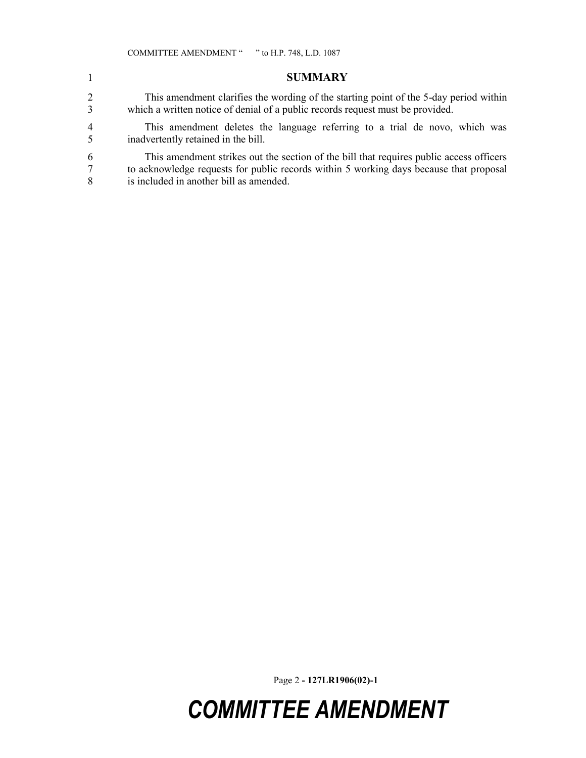## SUMMARY

This amendment clarifies the wording of the starting point of the 5-day period within which a written notice of denial of a public records request must be provided.

This amendment deletes the language referring to a trial de novo, which was inadvertently retained in the bill.

This amendment strikes out the section of the bill that requires public access officers to acknowledge requests for public records within 5 working days because that proposal is included in another bill as amended.